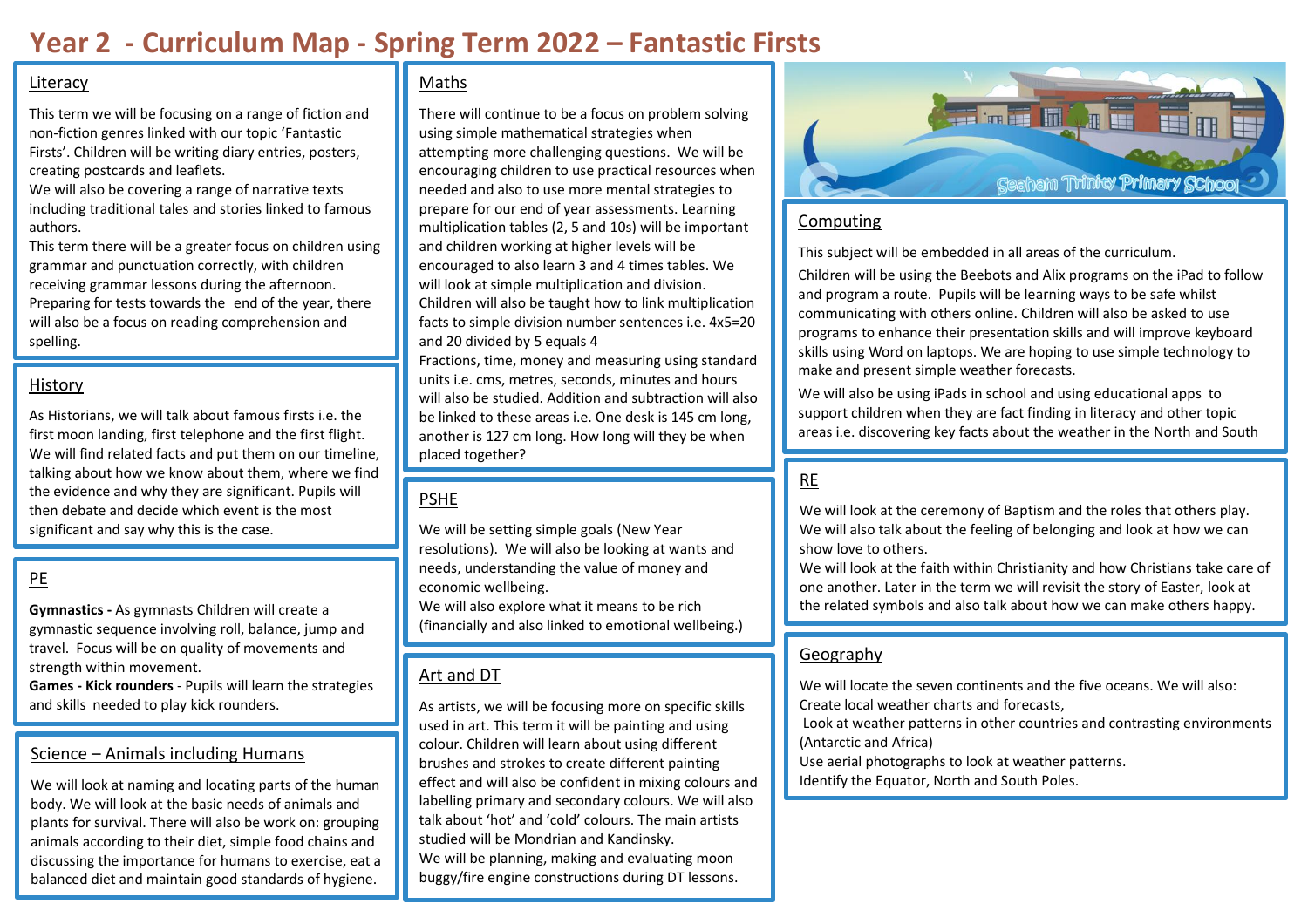# Year 2 - Curriculum Map - Spring Term 2022 – Fantastic Firsts

## Literacy

This term we will be focusing on a range of fiction and non-fiction genres linked with our topic 'Fantastic Firsts'. Children will be writing diary entries, posters, creating postcards and leaflets.

We will also be covering a range of narrative texts including traditional tales and stories linked to famous authors.

This term there will be a greater focus on children using grammar and punctuation correctly, with children receiving grammar lessons during the afternoon. Preparing for tests towards the end of the year, there will also be a focus on reading comprehension and spelling.

## History

As Historians, we will talk about famous firsts i.e. the first moon landing, first telephone and the first flight. We will find related facts and put them on our timeline, talking about how we know about them, where we find the evidence and why they are significant. Pupils will then debate and decide which event is the most significant and say why this is the case.

## PE

**Gymnastics -** As gymnasts Children will create a gymnastic sequence involving roll, balance, jump and travel. Focus will be on quality of movements and strength within movement.

**Games - Kick rounders** - Pupils will learn the strategies and skills needed to play kick rounders.

## Science – Animals including Humans

We will look at naming and locating parts of the human body. We will look at the basic needs of animals and plants for survival. There will also be work on: grouping animals according to their diet, simple food chains and discussing the importance for humans to exercise, eat a balanced diet and maintain good standards of hygiene.

## Maths

There will continue to be a focus on problem solving using simple mathematical strategies when attempting more challenging questions. We will be encouraging children to use practical resources when needed and also to use more mental strategies to prepare for our end of year assessments. Learning multiplication tables (2, 5 and 10s) will be important and children working at higher levels will be encouraged to also learn 3 and 4 times tables. We will look at simple multiplication and division. Children will also be taught how to link multiplication facts to simple division number sentences i.e. 4x5=20 and 20 divided by 5 equals 4

Fractions, time, money and measuring using standard units i.e. cms, metres, seconds, minutes and hours will also be studied. Addition and subtraction will also be linked to these areas i.e. One desk is 145 cm long, another is 127 cm long. How long will they be when placed together?

## PSHE

We will be setting simple goals (New Year resolutions). We will also be looking at wants and needs, understanding the value of money and economic wellbeing.

We will also explore what it means to be rich (financially and also linked to emotional wellbeing.)

## Art and DT

As artists, we will be focusing more on specific skills used in art. This term it will be painting and using colour. Children will learn about using different brushes and strokes to create different painting effect and will also be confident in mixing colours and labelling primary and secondary colours. We will also talk about 'hot' and 'cold' colours. The main artists studied will be Mondrian and Kandinsky.

We will be planning, making and evaluating moon buggy/fire engine constructions during DT lessons.

Seaham Trinity Primary School

## Computing

This subject will be embedded in all areas of the curriculum.

Children will be using the Beebots and Alix programs on the iPad to follow and program a route. Pupils will be learning ways to be safe whilst communicating with others online. Children will also be asked to use programs to enhance their presentation skills and will improve keyboard skills using Word on laptops. We are hoping to use simple technology to make and present simple weather forecasts.

We will also be using iPads in school and using educational apps to support children when they are fact finding in literacy and other topic areas i.e. discovering key facts about the weather in the North and South

## RE

We will look at the ceremony of Baptism and the roles that others play. We will also talk about the feeling of belonging and look at how we can show love to others.

We will look at the faith within Christianity and how Christians take care of one another. Later in the term we will revisit the story of Easter, look at the related symbols and also talk about how we can make others happy.

## Geography

We will locate the seven continents and the five oceans. We will also:

Create local weather charts and forecasts,

Look at weather patterns in other countries and contrasting environments (Antarctic and Africa)

Use aerial photographs to look at weather patterns.

Identify the Equator, North and South Poles.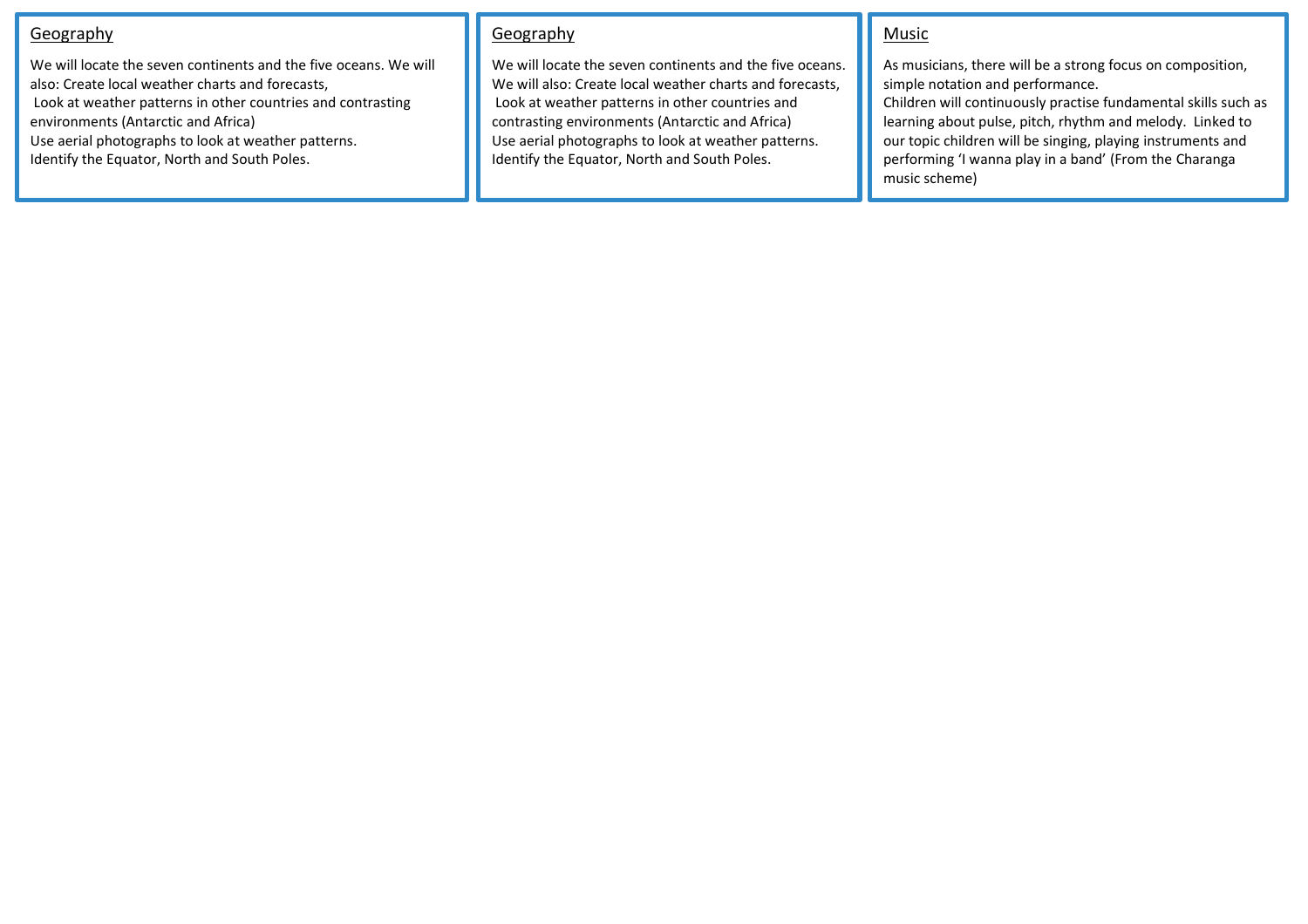## Geography

We will locate the seven continents and the five oceans. We will also: Create local weather charts and forecasts,
Look at weather patterns in other countries and contrasting environments (Antarctic and Africa)
Use aerial photographs to look at weather patterns.
Identify the Equator, North and South Poles.

## Geography

We will locate the seven continents and the five oceans. We will also: Create local weather charts and forecasts,
Look at weather patterns in other countries and contrasting environments (Antarctic and Africa)
Use aerial photographs to look at weather patterns.
Identify the Equator, North and South Poles.

## Music

As musicians, there will be a strong focus on composition, simple notation and performance.
Children will continuously practise fundamental skills such as learning about pulse, pitch, rhythm and melody. Linked to our topic children will be singing, playing instruments and performing 'I wanna play in a band' (From the Charanga music scheme)